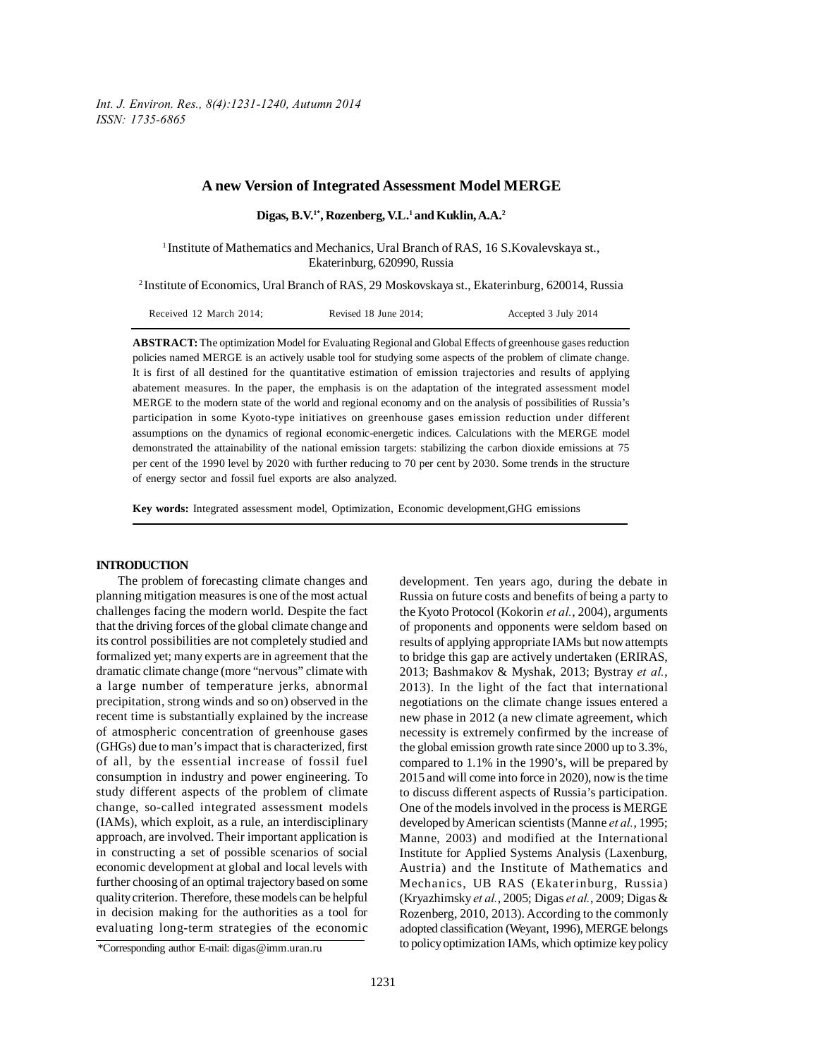# A new Version of Integrated Assessment Model MERGE

**Digas, B.V.[1*], Rozenberg, V.L.[1] and Kuklin, A.A.[2]**

[1] Institute of Mathematics and Mechanics, Ural Branch of RAS, 16 S.Kovalevskaya st., Ekaterinburg, 620990, Russia

[2] Institute of Economics, Ural Branch of RAS, 29 Moskovskaya st., Ekaterinburg, 620014, Russia

Received 12 March 2014; Revised 18 June 2014; Accepted 3 July 2014

**ABSTRACT:** The optimization Model for Evaluating Regional and Global Effects of greenhouse gases reduction policies named MERGE is an actively usable tool for studying some aspects of the problem of climate change. It is first of all destined for the quantitative estimation of emission trajectories and results of applying abatement measures. In the paper, the emphasis is on the adaptation of the integrated assessment model MERGE to the modern state of the world and regional economy and on the analysis of possibilities of Russia's participation in some Kyoto-type initiatives on greenhouse gases emission reduction under different assumptions on the dynamics of regional economic-energetic indices. Calculations with the MERGE model demonstrated the attainability of the national emission targets: stabilizing the carbon dioxide emissions at 75 per cent of the 1990 level by 2020 with further reducing to 70 per cent by 2030. Some trends in the structure of energy sector and fossil fuel exports are also analyzed.

**Key words:** Integrated assessment model, Optimization, Economic development,GHG emissions

## INTRODUCTION

The problem of forecasting climate changes and planning mitigation measures is one of the most actual challenges facing the modern world. Despite the fact that the driving forces of the global climate change and its control possibilities are not completely studied and formalized yet; many experts are in agreement that the dramatic climate change (more "nervous" climate with a large number of temperature jerks, abnormal precipitation, strong winds and so on) observed in the recent time is substantially explained by the increase of atmospheric concentration of greenhouse gases (GHGs) due to man's impact that is characterized, first of all, by the essential increase of fossil fuel consumption in industry and power engineering. To study different aspects of the problem of climate change, so-called integrated assessment models (IAMs), which exploit, as a rule, an interdisciplinary approach, are involved. Their important application is in constructing a set of possible scenarios of social economic development at global and local levels with further choosing of an optimal trajectory based on some quality criterion. Therefore, these models can be helpful in decision making for the authorities as a tool for evaluating long-term strategies of the economic development. Ten years ago, during the debate in Russia on future costs and benefits of being a party to the Kyoto Protocol (Kokorin *et al.*, 2004), arguments of proponents and opponents were seldom based on results of applying appropriate IAMs but now attempts to bridge this gap are actively undertaken (ERIRAS, 2013; Bashmakov & Myshak, 2013; Bystray *et al.*, 2013). In the light of the fact that international negotiations on the climate change issues entered a new phase in 2012 (a new climate agreement, which necessity is extremely confirmed by the increase of the global emission growth rate since 2000 up to 3.3%, compared to 1.1% in the 1990's, will be prepared by 2015 and will come into force in 2020), now is the time to discuss different aspects of Russia's participation. One of the models involved in the process is MERGE developed by American scientists (Manne *et al.*, 1995; Manne, 2003) and modified at the International Institute for Applied Systems Analysis (Laxenburg, Austria) and the Institute of Mathematics and Mechanics, UB RAS (Ekaterinburg, Russia) (Kryazhimsky *et al.*, 2005; Digas *et al.*, 2009; Digas & Rozenberg, 2010, 2013). According to the commonly adopted classification (Weyant, 1996), MERGE belongs to policy optimization IAMs, which optimize key policy

*Corresponding author E-mail: digas@imm.uran.ru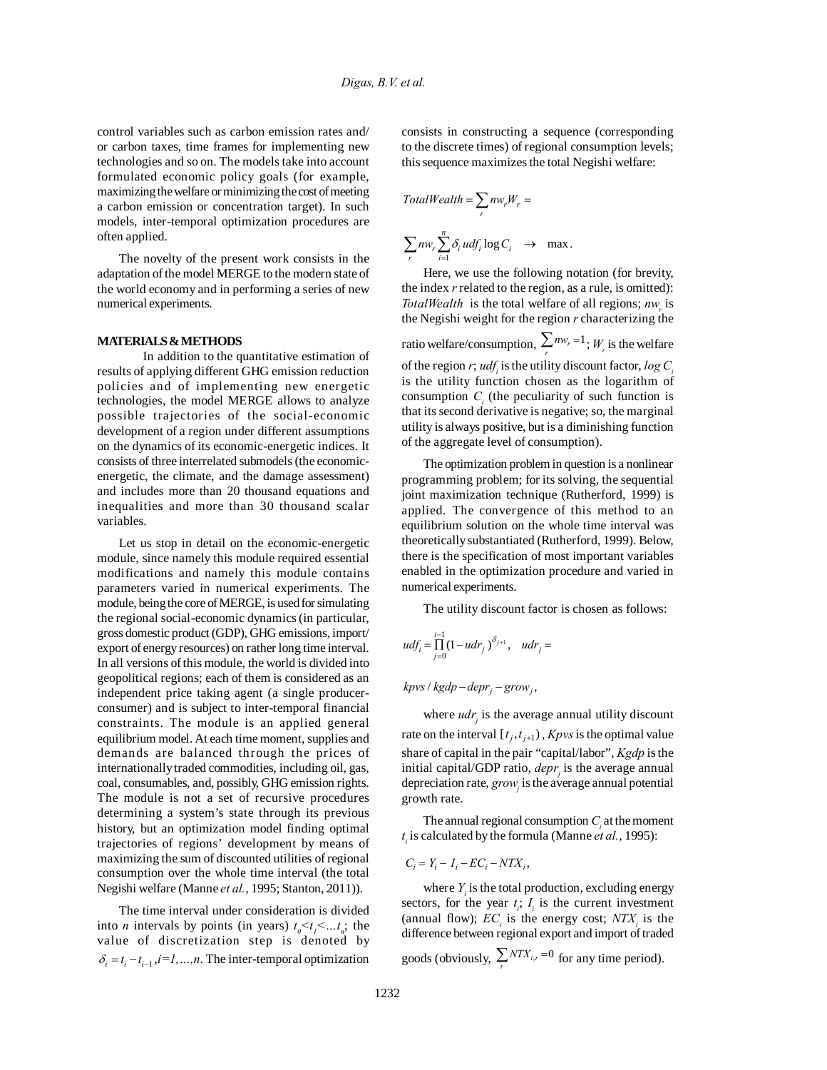control variables such as carbon emission rates and/ or carbon taxes, time frames for implementing new technologies and so on. The models take into account formulated economic policy goals (for example, maximizing the welfare or minimizing the cost of meeting a carbon emission or concentration target). In such models, inter-temporal optimization procedures are often applied.

The novelty of the present work consists in the adaptation of the model MERGE to the modern state of the world economy and in performing a series of new numerical experiments.

## MATERIALS & METHODS

In addition to the quantitative estimation of results of applying different GHG emission reduction policies and of implementing new energetic technologies, the model MERGE allows to analyze possible trajectories of the social-economic development of a region under different assumptions on the dynamics of its economic-energetic indices. It consists of three interrelated submodels (the economic-energetic, the climate, and the damage assessment) and includes more than 20 thousand equations and inequalities and more than 30 thousand scalar variables.

Let us stop in detail on the economic-energetic module, since namely this module required essential modifications and namely this module contains parameters varied in numerical experiments. The module, being the core of MERGE, is used for simulating the regional social-economic dynamics (in particular, gross domestic product (GDP), GHG emissions, import/ export of energy resources) on rather long time interval. In all versions of this module, the world is divided into geopolitical regions; each of them is considered as an independent price taking agent (a single producer-consumer) and is subject to inter-temporal financial constraints. The module is an applied general equilibrium model. At each time moment, supplies and demands are balanced through the prices of internationally traded commodities, including oil, gas, coal, consumables, and, possibly, GHG emission rights. The module is not a set of recursive procedures determining a system's state through its previous history, but an optimization model finding optimal trajectories of regions' development by means of maximizing the sum of discounted utilities of regional consumption over the whole time interval (the total Negishi welfare (Manne *et al.*, 1995; Stanton, 2011)).

The time interval under consideration is divided into $n$ intervals by points (in years) $t_0 < t_i < ... t_n$; the value of discretization step is denoted by $\delta_i = t_i - t_{i-1}, i=1,...,n$. The inter-temporal optimization consists in constructing a sequence (corresponding to the discrete times) of regional consumption levels; this sequence maximizes the total Negishi welfare:

$$TotalWealth = \sum_r nw_r W_r =$$

$$\sum_r nw_r \sum_{i=1}^{n} \delta_i \, udf_i \log C_i \quad \rightarrow \quad \max.$$

Here, we use the following notation (for brevity, the index $r$ related to the region, as a rule, is omitted): $TotalWealth$ is the total welfare of all regions; $nw_r$ is the Negishi weight for the region $r$ characterizing the ratio welfare/consumption, $\sum_r nw_r = 1$; $W_r$ is the welfare of the region $r$; $udf_i$ is the utility discount factor, $log\, C_i$ is the utility function chosen as the logarithm of consumption $C_i$ (the peculiarity of such function is that its second derivative is negative; so, the marginal utility is always positive, but is a diminishing function of the aggregate level of consumption).

The optimization problem in question is a nonlinear programming problem; for its solving, the sequential joint maximization technique (Rutherford, 1999) is applied. The convergence of this method to an equilibrium solution on the whole time interval was theoretically substantiated (Rutherford, 1999). Below, there is the specification of most important variables enabled in the optimization procedure and varied in numerical experiments.

The utility discount factor is chosen as follows:

$$udf_i = \prod_{j=0}^{i-1} (1 - udr_j)^{\delta_{j+1}}, \quad udr_j =$$

$$kpvs / kgdp - depr_j - grow_j,$$

where $udr_j$ is the average annual utility discount rate on the interval $[t_j, t_{j+1})$, $Kpvs$ is the optimal value share of capital in the pair "capital/labor", $Kgdp$ is the initial capital/GDP ratio, $depr_j$ is the average annual depreciation rate, $grow_j$ is the average annual potential growth rate.

The annual regional consumption $C_i$ at the moment $t_i$ is calculated by the formula (Manne *et al.*, 1995):

$$C_i = Y_i - I_i - EC_i - NTX_i,$$

where $Y_i$ is the total production, excluding energy sectors, for the year $t_i$; $I_i$ is the current investment (annual flow); $EC_i$ is the energy cost; $NTX_i$ is the difference between regional export and import of traded goods (obviously, $\sum_r NTX_{i,r} = 0$ for any time period).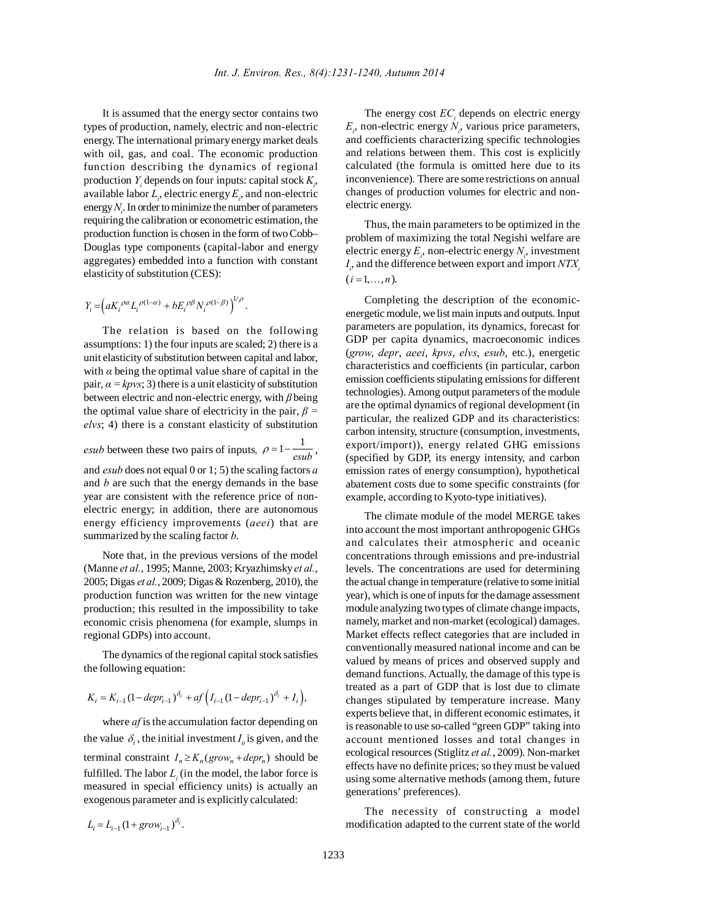It is assumed that the energy sector contains two types of production, namely, electric and non-electric energy. The international primary energy market deals with oil, gas, and coal. The economic production function describing the dynamics of regional production $Y_i$ depends on four inputs: capital stock $K_i$, available labor $L_i$, electric energy $E_i$, and non-electric energy $N_i$. In order to minimize the number of parameters requiring the calibration or econometric estimation, the production function is chosen in the form of two Cobb–Douglas type components (capital-labor and energy aggregates) embedded into a function with constant elasticity of substitution (CES):

$$Y_i = \left( aK_i^{\rho\alpha} L_i^{\rho(1-\alpha)} + bE_i^{\rho\beta} N_i^{\rho(1-\beta)} \right)^{1/\rho}.$$

The relation is based on the following assumptions: 1) the four inputs are scaled; 2) there is a unit elasticity of substitution between capital and labor, with $\alpha$ being the optimal value share of capital in the pair, $\alpha = kpvs$; 3) there is a unit elasticity of substitution between electric and non-electric energy, with $\beta$ being the optimal value share of electricity in the pair, $\beta = elvs$; 4) there is a constant elasticity of substitution *esub* between these two pairs of inputs, $\rho = 1 - \dfrac{1}{esub}$, and *esub* does not equal 0 or 1; 5) the scaling factors *a* and *b* are such that the energy demands in the base year are consistent with the reference price of non-electric energy; in addition, there are autonomous energy efficiency improvements (*aeei*) that are summarized by the scaling factor *b*.

Note that, in the previous versions of the model (Manne *et al.*, 1995; Manne, 2003; Kryazhimsky *et al.*, 2005; Digas *et al.*, 2009; Digas & Rozenberg, 2010), the production function was written for the new vintage production; this resulted in the impossibility to take economic crisis phenomena (for example, slumps in regional GDPs) into account.

The dynamics of the regional capital stock satisfies the following equation:

$$K_i = K_{i-1}(1 - depr_{i-1})^{\delta_i} + af\left( I_{i-1}(1 - depr_{i-1})^{\delta_i} + I_i \right),$$

where *af* is the accumulation factor depending on the value $\delta_i$, the initial investment $I_0$ is given, and the terminal constraint $I_n \geq K_n(grow_n + depr_n)$ should be fulfilled. The labor $L_i$ (in the model, the labor force is measured in special efficiency units) is actually an exogenous parameter and is explicitly calculated:

$$L_i = L_{i-1}(1 + grow_{i-1})^{\delta_i}.$$

The energy cost $EC_i$ depends on electric energy $E_i$, non-electric energy $N_i$, various price parameters, and coefficients characterizing specific technologies and relations between them. This cost is explicitly calculated (the formula is omitted here due to its inconvenience). There are some restrictions on annual changes of production volumes for electric and non-electric energy.

Thus, the main parameters to be optimized in the problem of maximizing the total Negishi welfare are electric energy $E_i$, non-electric energy $N_i$, investment $I_i$, and the difference between export and import $NTX_i$ $(i = 1, \ldots, n)$.

Completing the description of the economic-energetic module, we list main inputs and outputs. Input parameters are population, its dynamics, forecast for GDP per capita dynamics, macroeconomic indices (*grow*, *depr*, *aeei*, *kpvs*, *elvs*, *esub*, etc.), energetic characteristics and coefficients (in particular, carbon emission coefficients stipulating emissions for different technologies). Among output parameters of the module are the optimal dynamics of regional development (in particular, the realized GDP and its characteristics: carbon intensity, structure (consumption, investments, export/import)), energy related GHG emissions (specified by GDP, its energy intensity, and carbon emission rates of energy consumption), hypothetical abatement costs due to some specific constraints (for example, according to Kyoto-type initiatives).

The climate module of the model MERGE takes into account the most important anthropogenic GHGs and calculates their atmospheric and oceanic concentrations through emissions and pre-industrial levels. The concentrations are used for determining the actual change in temperature (relative to some initial year), which is one of inputs for the damage assessment module analyzing two types of climate change impacts, namely, market and non-market (ecological) damages. Market effects reflect categories that are included in conventionally measured national income and can be valued by means of prices and observed supply and demand functions. Actually, the damage of this type is treated as a part of GDP that is lost due to climate changes stipulated by temperature increase. Many experts believe that, in different economic estimates, it is reasonable to use so-called "green GDP" taking into account mentioned losses and total changes in ecological resources (Stiglitz *et al.*, 2009). Non-market effects have no definite prices; so they must be valued using some alternative methods (among them, future generations' preferences).

The necessity of constructing a model modification adapted to the current state of the world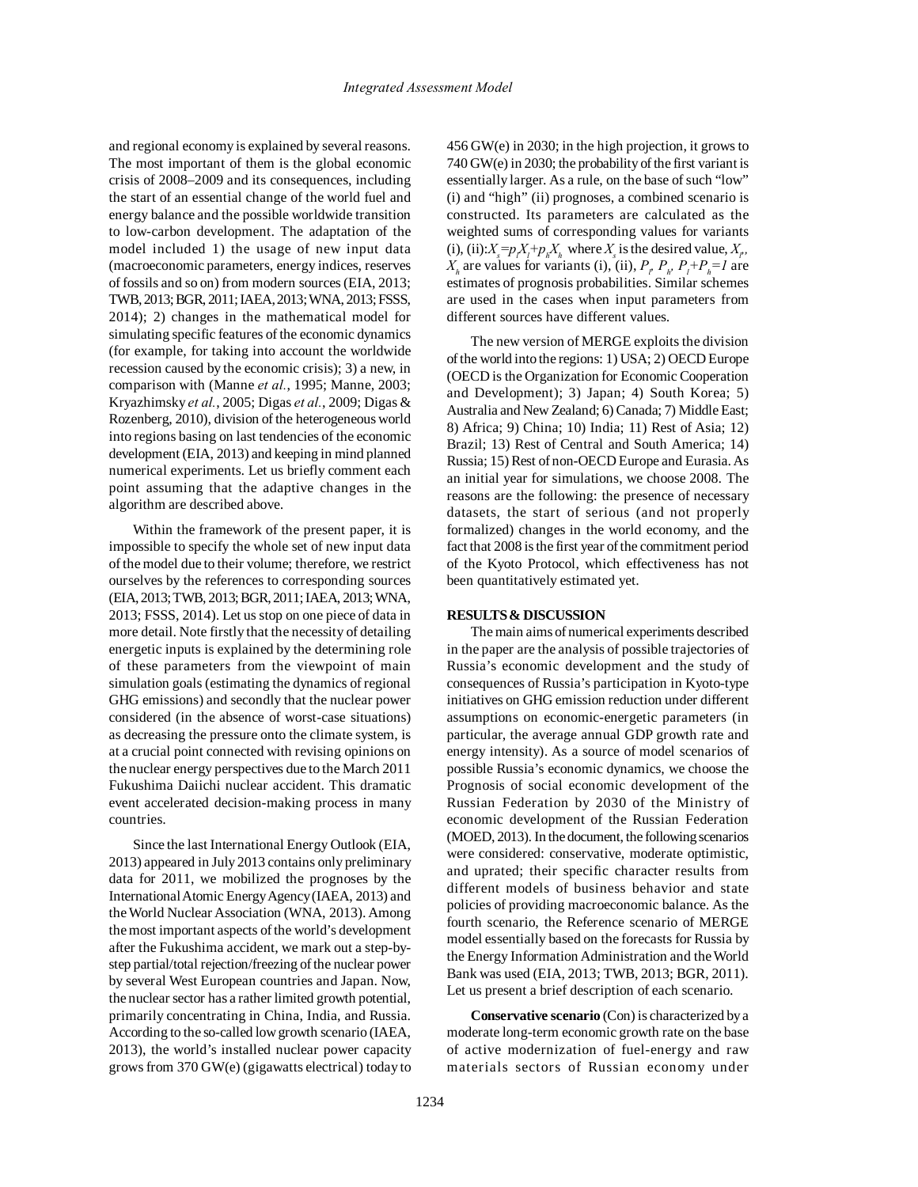and regional economy is explained by several reasons. The most important of them is the global economic crisis of 2008–2009 and its consequences, including the start of an essential change of the world fuel and energy balance and the possible worldwide transition to low-carbon development. The adaptation of the model included 1) the usage of new input data (macroeconomic parameters, energy indices, reserves of fossils and so on) from modern sources (EIA, 2013; TWB, 2013; BGR, 2011; IAEA, 2013; WNA, 2013; FSSS, 2014); 2) changes in the mathematical model for simulating specific features of the economic dynamics (for example, for taking into account the worldwide recession caused by the economic crisis); 3) a new, in comparison with (Manne *et al.*, 1995; Manne, 2003; Kryazhimsky *et al.*, 2005; Digas *et al.*, 2009; Digas & Rozenberg, 2010), division of the heterogeneous world into regions basing on last tendencies of the economic development (EIA, 2013) and keeping in mind planned numerical experiments. Let us briefly comment each point assuming that the adaptive changes in the algorithm are described above.

Within the framework of the present paper, it is impossible to specify the whole set of new input data of the model due to their volume; therefore, we restrict ourselves by the references to corresponding sources (EIA, 2013; TWB, 2013; BGR, 2011; IAEA, 2013; WNA, 2013; FSSS, 2014). Let us stop on one piece of data in more detail. Note firstly that the necessity of detailing energetic inputs is explained by the determining role of these parameters from the viewpoint of main simulation goals (estimating the dynamics of regional GHG emissions) and secondly that the nuclear power considered (in the absence of worst-case situations) as decreasing the pressure onto the climate system, is at a crucial point connected with revising opinions on the nuclear energy perspectives due to the March 2011 Fukushima Daiichi nuclear accident. This dramatic event accelerated decision-making process in many countries.

Since the last International Energy Outlook (EIA, 2013) appeared in July 2013 contains only preliminary data for 2011, we mobilized the prognoses by the International Atomic Energy Agency (IAEA, 2013) and the World Nuclear Association (WNA, 2013). Among the most important aspects of the world's development after the Fukushima accident, we mark out a step-by-step partial/total rejection/freezing of the nuclear power by several West European countries and Japan. Now, the nuclear sector has a rather limited growth potential, primarily concentrating in China, India, and Russia. According to the so-called low growth scenario (IAEA, 2013), the world's installed nuclear power capacity grows from 370 GW(e) (gigawatts electrical) today to 456 GW(e) in 2030; in the high projection, it grows to 740 GW(e) in 2030; the probability of the first variant is essentially larger. As a rule, on the base of such "low" (i) and "high" (ii) prognoses, a combined scenario is constructed. Its parameters are calculated as the weighted sums of corresponding values for variants (i), (ii): $X_s = p_l X_l + p_h X_h$ where $X_s$ is the desired value, $X_l$, $X_h$ are values for variants (i), (ii), $P_l$, $P_h$, $P_l + P_h = 1$ are estimates of prognosis probabilities. Similar schemes are used in the cases when input parameters from different sources have different values.

The new version of MERGE exploits the division of the world into the regions: 1) USA; 2) OECD Europe (OECD is the Organization for Economic Cooperation and Development); 3) Japan; 4) South Korea; 5) Australia and New Zealand; 6) Canada; 7) Middle East; 8) Africa; 9) China; 10) India; 11) Rest of Asia; 12) Brazil; 13) Rest of Central and South America; 14) Russia; 15) Rest of non-OECD Europe and Eurasia. As an initial year for simulations, we choose 2008. The reasons are the following: the presence of necessary datasets, the start of serious (and not properly formalized) changes in the world economy, and the fact that 2008 is the first year of the commitment period of the Kyoto Protocol, which effectiveness has not been quantitatively estimated yet.

## RESULTS & DISCUSSION

The main aims of numerical experiments described in the paper are the analysis of possible trajectories of Russia's economic development and the study of consequences of Russia's participation in Kyoto-type initiatives on GHG emission reduction under different assumptions on economic-energetic parameters (in particular, the average annual GDP growth rate and energy intensity). As a source of model scenarios of possible Russia's economic dynamics, we choose the Prognosis of social economic development of the Russian Federation by 2030 of the Ministry of economic development of the Russian Federation (MOED, 2013). In the document, the following scenarios were considered: conservative, moderate optimistic, and uprated; their specific character results from different models of business behavior and state policies of providing macroeconomic balance. As the fourth scenario, the Reference scenario of MERGE model essentially based on the forecasts for Russia by the Energy Information Administration and the World Bank was used (EIA, 2013; TWB, 2013; BGR, 2011). Let us present a brief description of each scenario.

**Conservative scenario** (Con) is characterized by a moderate long-term economic growth rate on the base of active modernization of fuel-energy and raw materials sectors of Russian economy under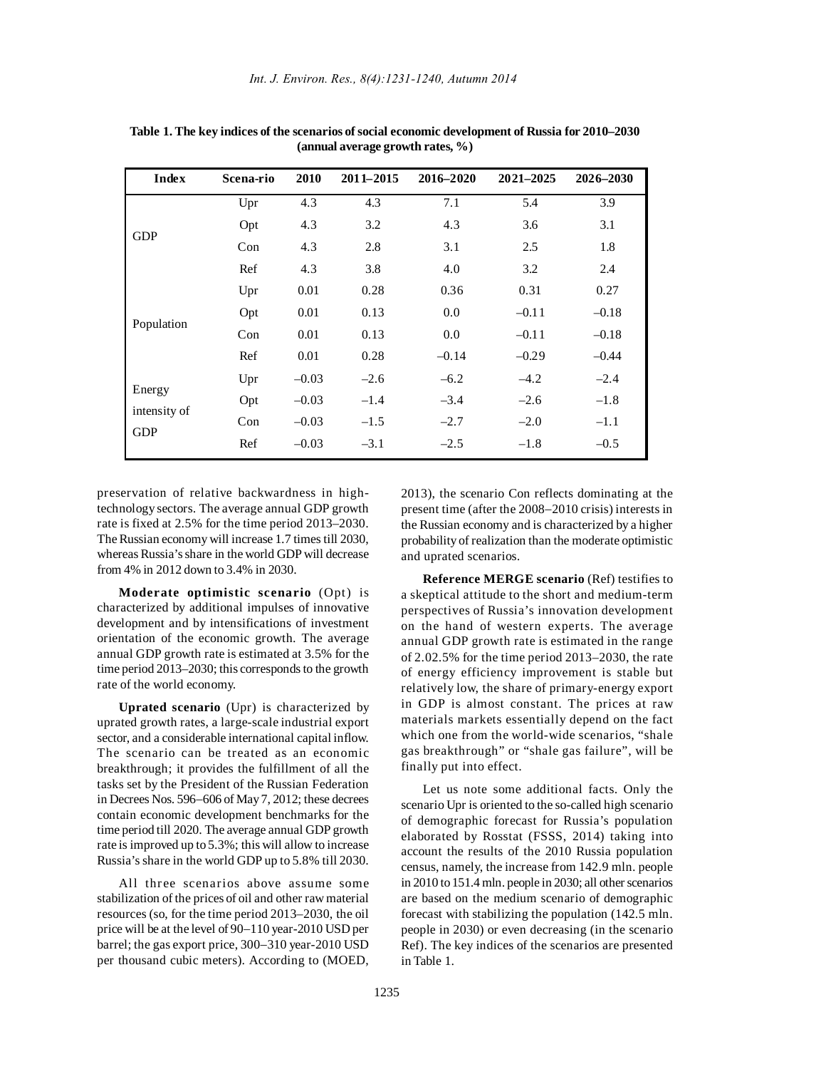**Table 1. The key indices of the scenarios of social economic development of Russia for 2010–2030 (annual average growth rates, %)**

| Index | Scena-rio | 2010 | 2011–2015 | 2016–2020 | 2021–2025 | 2026–2030 |
|---|---|---|---|---|---|---|
| GDP | Upr | 4.3 | 4.3 | 7.1 | 5.4 | 3.9 |
| | Opt | 4.3 | 3.2 | 4.3 | 3.6 | 3.1 |
| | Con | 4.3 | 2.8 | 3.1 | 2.5 | 1.8 |
| | Ref | 4.3 | 3.8 | 4.0 | 3.2 | 2.4 |
| Population | Upr | 0.01 | 0.28 | 0.36 | 0.31 | 0.27 |
| | Opt | 0.01 | 0.13 | 0.0 | –0.11 | –0.18 |
| | Con | 0.01 | 0.13 | 0.0 | –0.11 | –0.18 |
| | Ref | 0.01 | 0.28 | –0.14 | –0.29 | –0.44 |
| Energy intensity of GDP | Upr | –0.03 | –2.6 | –6.2 | –4.2 | –2.4 |
| | Opt | –0.03 | –1.4 | –3.4 | –2.6 | –1.8 |
| | Con | –0.03 | –1.5 | –2.7 | –2.0 | –1.1 |
| | Ref | –0.03 | –3.1 | –2.5 | –1.8 | –0.5 |

preservation of relative backwardness in high-technology sectors. The average annual GDP growth rate is fixed at 2.5% for the time period 2013–2030. The Russian economy will increase 1.7 times till 2030, whereas Russia's share in the world GDP will decrease from 4% in 2012 down to 3.4% in 2030.

**Moderate optimistic scenario** (Opt) is characterized by additional impulses of innovative development and by intensifications of investment orientation of the economic growth. The average annual GDP growth rate is estimated at 3.5% for the time period 2013–2030; this corresponds to the growth rate of the world economy.

**Uprated scenario** (Upr) is characterized by uprated growth rates, a large-scale industrial export sector, and a considerable international capital inflow. The scenario can be treated as an economic breakthrough; it provides the fulfillment of all the tasks set by the President of the Russian Federation in Decrees Nos. 596–606 of May 7, 2012; these decrees contain economic development benchmarks for the time period till 2020. The average annual GDP growth rate is improved up to 5.3%; this will allow to increase Russia's share in the world GDP up to 5.8% till 2030.

All three scenarios above assume some stabilization of the prices of oil and other raw material resources (so, for the time period 2013–2030, the oil price will be at the level of 90–110 year-2010 USD per barrel; the gas export price, 300–310 year-2010 USD per thousand cubic meters). According to (MOED, 2013), the scenario Con reflects dominating at the present time (after the 2008–2010 crisis) interests in the Russian economy and is characterized by a higher probability of realization than the moderate optimistic and uprated scenarios.

**Reference MERGE scenario** (Ref) testifies to a skeptical attitude to the short and medium-term perspectives of Russia's innovation development on the hand of western experts. The average annual GDP growth rate is estimated in the range of 2.02.5% for the time period 2013–2030, the rate of energy efficiency improvement is stable but relatively low, the share of primary-energy export in GDP is almost constant. The prices at raw materials markets essentially depend on the fact which one from the world-wide scenarios, "shale gas breakthrough" or "shale gas failure", will be finally put into effect.

Let us note some additional facts. Only the scenario Upr is oriented to the so-called high scenario of demographic forecast for Russia's population elaborated by Rosstat (FSSS, 2014) taking into account the results of the 2010 Russia population census, namely, the increase from 142.9 mln. people in 2010 to 151.4 mln. people in 2030; all other scenarios are based on the medium scenario of demographic forecast with stabilizing the population (142.5 mln. people in 2030) or even decreasing (in the scenario Ref). The key indices of the scenarios are presented in Table 1.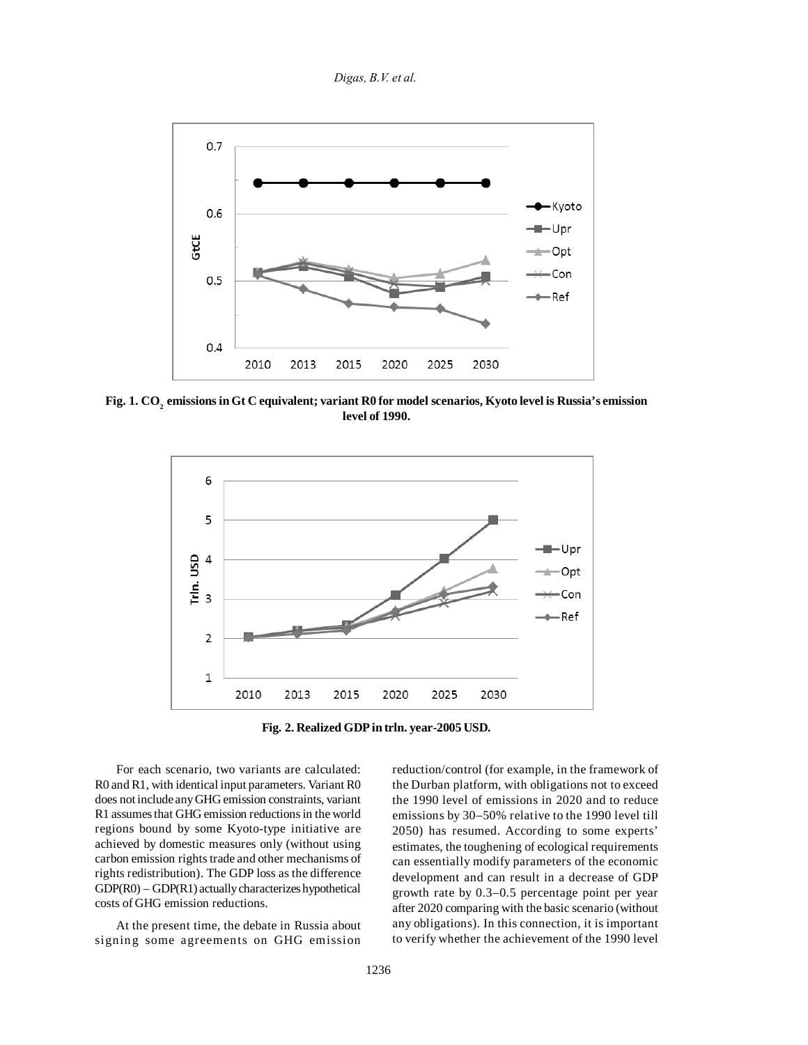Fig. 1. $CO_2$ emissions in Gt C equivalent; variant R0 for model scenarios, Kyoto level is Russia's emission level of 1990.

Fig. 2. Realized GDP in trln. year-2005 USD.

For each scenario, two variants are calculated: R0 and R1, with identical input parameters. Variant R0 does not include any GHG emission constraints, variant R1 assumes that GHG emission reductions in the world regions bound by some Kyoto-type initiative are achieved by domestic measures only (without using carbon emission rights trade and other mechanisms of rights redistribution). The GDP loss as the difference GDP(R0) – GDP(R1) actually characterizes hypothetical costs of GHG emission reductions.

At the present time, the debate in Russia about signing some agreements on GHG emission reduction/control (for example, in the framework of the Durban platform, with obligations not to exceed the 1990 level of emissions in 2020 and to reduce emissions by 30–50% relative to the 1990 level till 2050) has resumed. According to some experts' estimates, the toughening of ecological requirements can essentially modify parameters of the economic development and can result in a decrease of GDP growth rate by 0.3–0.5 percentage point per year after 2020 comparing with the basic scenario (without any obligations). In this connection, it is important to verify whether the achievement of the 1990 level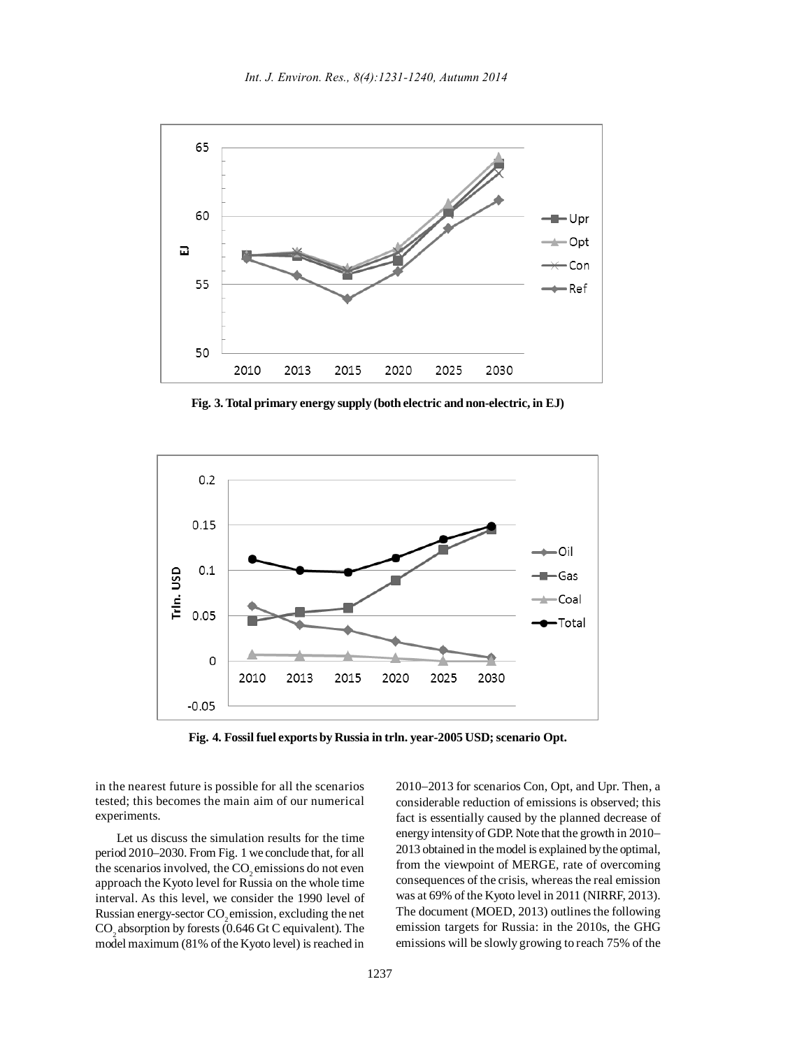Fig. 3. Total primary energy supply (both electric and non-electric, in EJ)

Fig. 4. Fossil fuel exports by Russia in trln. year-2005 USD; scenario Opt.

in the nearest future is possible for all the scenarios tested; this becomes the main aim of our numerical experiments.

Let us discuss the simulation results for the time period 2010–2030. From Fig. 1 we conclude that, for all the scenarios involved, the $CO_2$ emissions do not even approach the Kyoto level for Russia on the whole time interval. As this level, we consider the 1990 level of Russian energy-sector $CO_2$ emission, excluding the net $CO_2$ absorption by forests (0.646 Gt C equivalent). The model maximum (81% of the Kyoto level) is reached in 2010–2013 for scenarios Con, Opt, and Upr. Then, a considerable reduction of emissions is observed; this fact is essentially caused by the planned decrease of energy intensity of GDP. Note that the growth in 2010–2013 obtained in the model is explained by the optimal, from the viewpoint of MERGE, rate of overcoming consequences of the crisis, whereas the real emission was at 69% of the Kyoto level in 2011 (NIRRF, 2013). The document (MOED, 2013) outlines the following emission targets for Russia: in the 2010s, the GHG emissions will be slowly growing to reach 75% of the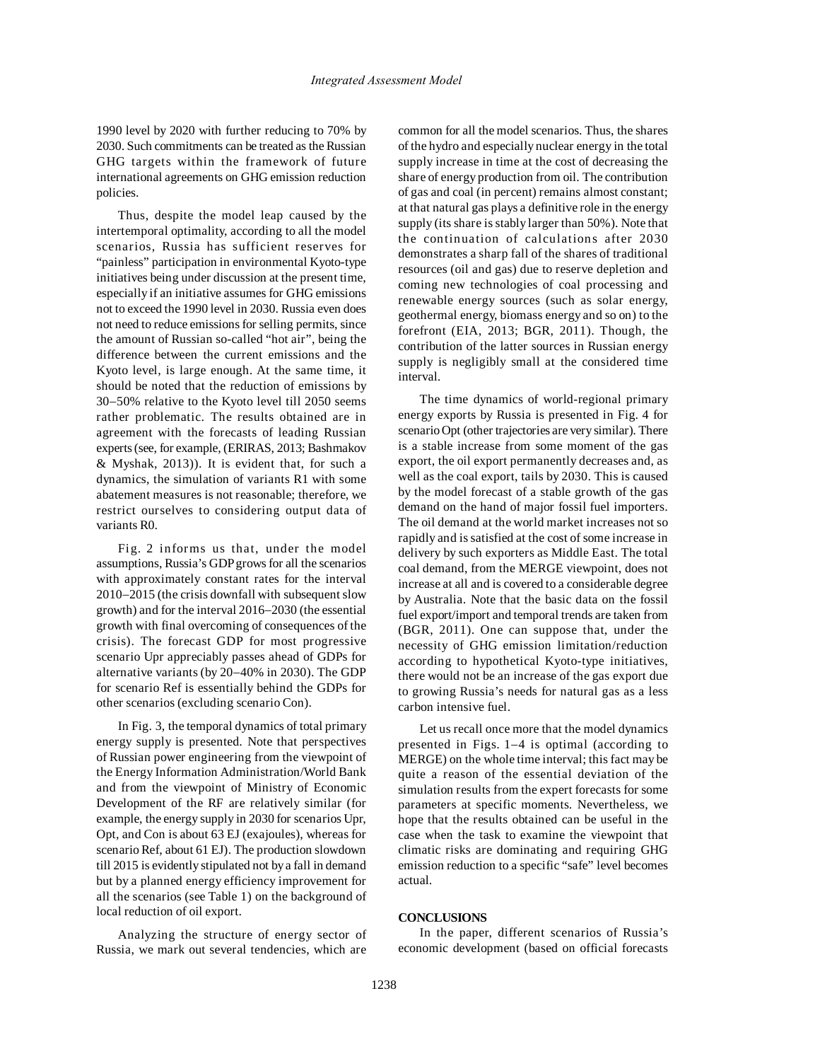1990 level by 2020 with further reducing to 70% by 2030. Such commitments can be treated as the Russian GHG targets within the framework of future international agreements on GHG emission reduction policies.

Thus, despite the model leap caused by the intertemporal optimality, according to all the model scenarios, Russia has sufficient reserves for "painless" participation in environmental Kyoto-type initiatives being under discussion at the present time, especially if an initiative assumes for GHG emissions not to exceed the 1990 level in 2030. Russia even does not need to reduce emissions for selling permits, since the amount of Russian so-called "hot air", being the difference between the current emissions and the Kyoto level, is large enough. At the same time, it should be noted that the reduction of emissions by 30–50% relative to the Kyoto level till 2050 seems rather problematic. The results obtained are in agreement with the forecasts of leading Russian experts (see, for example, (ERIRAS, 2013; Bashmakov & Myshak, 2013)). It is evident that, for such a dynamics, the simulation of variants R1 with some abatement measures is not reasonable; therefore, we restrict ourselves to considering output data of variants R0.

Fig. 2 informs us that, under the model assumptions, Russia's GDP grows for all the scenarios with approximately constant rates for the interval 2010–2015 (the crisis downfall with subsequent slow growth) and for the interval 2016–2030 (the essential growth with final overcoming of consequences of the crisis). The forecast GDP for most progressive scenario Upr appreciably passes ahead of GDPs for alternative variants (by 20–40% in 2030). The GDP for scenario Ref is essentially behind the GDPs for other scenarios (excluding scenario Con).

In Fig. 3, the temporal dynamics of total primary energy supply is presented. Note that perspectives of Russian power engineering from the viewpoint of the Energy Information Administration/World Bank and from the viewpoint of Ministry of Economic Development of the RF are relatively similar (for example, the energy supply in 2030 for scenarios Upr, Opt, and Con is about 63 EJ (exajoules), whereas for scenario Ref, about 61 EJ). The production slowdown till 2015 is evidently stipulated not by a fall in demand but by a planned energy efficiency improvement for all the scenarios (see Table 1) on the background of local reduction of oil export.

Analyzing the structure of energy sector of Russia, we mark out several tendencies, which are common for all the model scenarios. Thus, the shares of the hydro and especially nuclear energy in the total supply increase in time at the cost of decreasing the share of energy production from oil. The contribution of gas and coal (in percent) remains almost constant; at that natural gas plays a definitive role in the energy supply (its share is stably larger than 50%). Note that the continuation of calculations after 2030 demonstrates a sharp fall of the shares of traditional resources (oil and gas) due to reserve depletion and coming new technologies of coal processing and renewable energy sources (such as solar energy, geothermal energy, biomass energy and so on) to the forefront (EIA, 2013; BGR, 2011). Though, the contribution of the latter sources in Russian energy supply is negligibly small at the considered time interval.

The time dynamics of world-regional primary energy exports by Russia is presented in Fig. 4 for scenario Opt (other trajectories are very similar). There is a stable increase from some moment of the gas export, the oil export permanently decreases and, as well as the coal export, tails by 2030. This is caused by the model forecast of a stable growth of the gas demand on the hand of major fossil fuel importers. The oil demand at the world market increases not so rapidly and is satisfied at the cost of some increase in delivery by such exporters as Middle East. The total coal demand, from the MERGE viewpoint, does not increase at all and is covered to a considerable degree by Australia. Note that the basic data on the fossil fuel export/import and temporal trends are taken from (BGR, 2011). One can suppose that, under the necessity of GHG emission limitation/reduction according to hypothetical Kyoto-type initiatives, there would not be an increase of the gas export due to growing Russia's needs for natural gas as a less carbon intensive fuel.

Let us recall once more that the model dynamics presented in Figs. 1–4 is optimal (according to MERGE) on the whole time interval; this fact may be quite a reason of the essential deviation of the simulation results from the expert forecasts for some parameters at specific moments. Nevertheless, we hope that the results obtained can be useful in the case when the task to examine the viewpoint that climatic risks are dominating and requiring GHG emission reduction to a specific "safe" level becomes actual.

## CONCLUSIONS

In the paper, different scenarios of Russia's economic development (based on official forecasts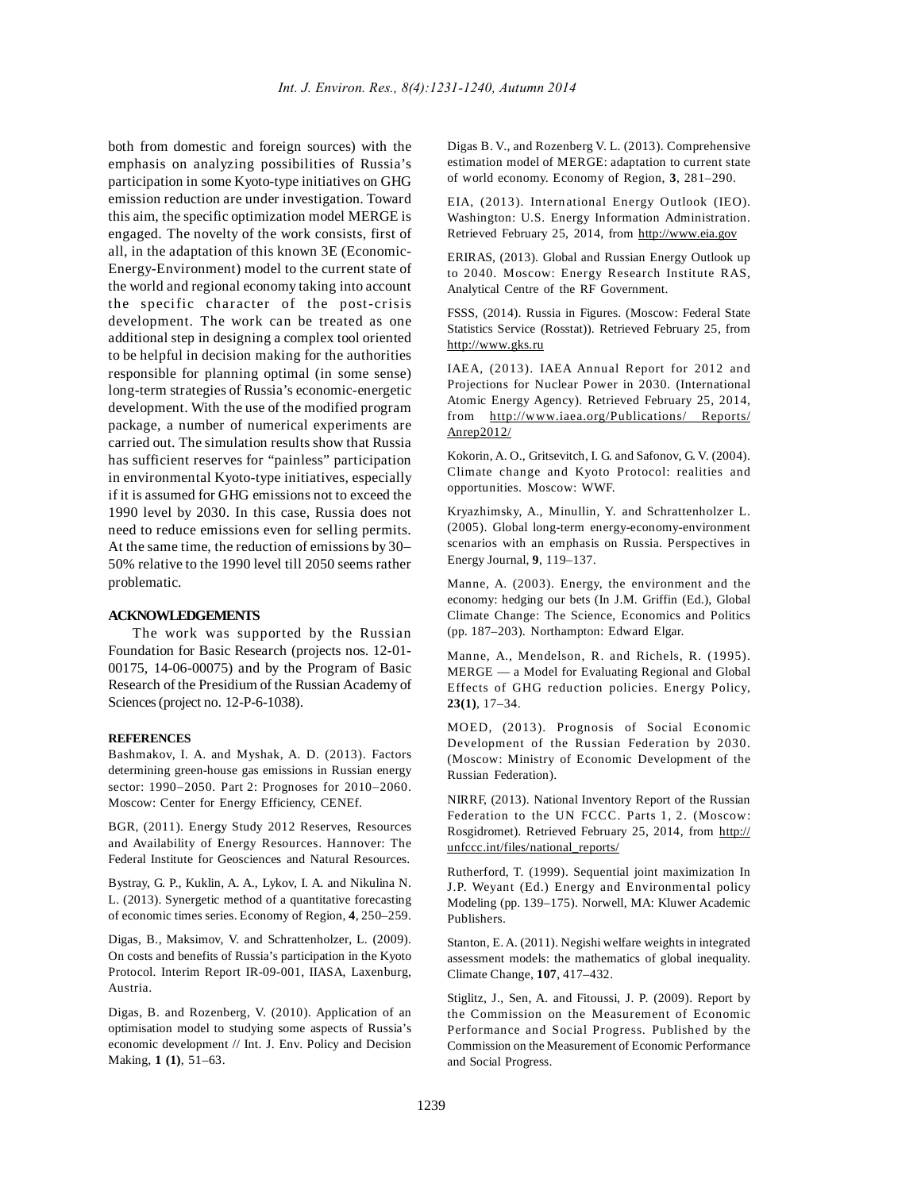both from domestic and foreign sources) with the emphasis on analyzing possibilities of Russia's participation in some Kyoto-type initiatives on GHG emission reduction are under investigation. Toward this aim, the specific optimization model MERGE is engaged. The novelty of the work consists, first of all, in the adaptation of this known 3E (Economic-Energy-Environment) model to the current state of the world and regional economy taking into account the specific character of the post-crisis development. The work can be treated as one additional step in designing a complex tool oriented to be helpful in decision making for the authorities responsible for planning optimal (in some sense) long-term strategies of Russia's economic-energetic development. With the use of the modified program package, a number of numerical experiments are carried out. The simulation results show that Russia has sufficient reserves for "painless" participation in environmental Kyoto-type initiatives, especially if it is assumed for GHG emissions not to exceed the 1990 level by 2030. In this case, Russia does not need to reduce emissions even for selling permits. At the same time, the reduction of emissions by 30–50% relative to the 1990 level till 2050 seems rather problematic.

## ACKNOWLEDGEMENTS

The work was supported by the Russian Foundation for Basic Research (projects nos. 12-01-00175, 14-06-00075) and by the Program of Basic Research of the Presidium of the Russian Academy of Sciences (project no. 12-P-6-1038).

## REFERENCES

Bashmakov, I. A. and Myshak, A. D. (2013). Factors determining green-house gas emissions in Russian energy sector: 1990–2050. Part 2: Prognoses for 2010–2060. Moscow: Center for Energy Efficiency, CENEf.

BGR, (2011). Energy Study 2012 Reserves, Resources and Availability of Energy Resources. Hannover: The Federal Institute for Geosciences and Natural Resources.

Bystray, G. P., Kuklin, A. A., Lykov, I. A. and Nikulina N. L. (2013). Synergetic method of a quantitative forecasting of economic times series. Economy of Region, **4**, 250–259.

Digas, B., Maksimov, V. and Schrattenholzer, L. (2009). On costs and benefits of Russia's participation in the Kyoto Protocol. Interim Report IR-09-001, IIASA, Laxenburg, Austria.

Digas, B. and Rozenberg, V. (2010). Application of an optimisation model to studying some aspects of Russia's economic development // Int. J. Env. Policy and Decision Making, **1 (1)**, 51–63.

Digas B. V., and Rozenberg V. L. (2013). Comprehensive estimation model of MERGE: adaptation to current state of world economy. Economy of Region, **3**, 281–290.

EIA, (2013). International Energy Outlook (IEO). Washington: U.S. Energy Information Administration. Retrieved February 25, 2014, from http://www.eia.gov

ERIRAS, (2013). Global and Russian Energy Outlook up to 2040. Moscow: Energy Research Institute RAS, Analytical Centre of the RF Government.

FSSS, (2014). Russia in Figures. (Moscow: Federal State Statistics Service (Rosstat)). Retrieved February 25, from http://www.gks.ru

IAEA, (2013). IAEA Annual Report for 2012 and Projections for Nuclear Power in 2030. (International Atomic Energy Agency). Retrieved February 25, 2014, from http://www.iaea.org/Publications/ Reports/ Anrep2012/

Kokorin, A. O., Gritsevitch, I. G. and Safonov, G. V. (2004). Climate change and Kyoto Protocol: realities and opportunities. Moscow: WWF.

Kryazhimsky, A., Minullin, Y. and Schrattenholzer L. (2005). Global long-term energy-economy-environment scenarios with an emphasis on Russia. Perspectives in Energy Journal, **9**, 119–137.

Manne, A. (2003). Energy, the environment and the economy: hedging our bets (In J.M. Griffin (Ed.), Global Climate Change: The Science, Economics and Politics (pp. 187–203). Northampton: Edward Elgar.

Manne, A., Mendelson, R. and Richels, R. (1995). MERGE — a Model for Evaluating Regional and Global Effects of GHG reduction policies. Energy Policy, **23(1)**, 17–34.

MOED, (2013). Prognosis of Social Economic Development of the Russian Federation by 2030. (Moscow: Ministry of Economic Development of the Russian Federation).

NIRRF, (2013). National Inventory Report of the Russian Federation to the UN FCCC. Parts 1, 2. (Moscow: Rosgidromet). Retrieved February 25, 2014, from http:// unfccc.int/files/national_reports/

Rutherford, T. (1999). Sequential joint maximization In J.P. Weyant (Ed.) Energy and Environmental policy Modeling (pp. 139–175). Norwell, MA: Kluwer Academic Publishers.

Stanton, E. A. (2011). Negishi welfare weights in integrated assessment models: the mathematics of global inequality. Climate Change, **107**, 417–432.

Stiglitz, J., Sen, A. and Fitoussi, J. P. (2009). Report by the Commission on the Measurement of Economic Performance and Social Progress. Published by the Commission on the Measurement of Economic Performance and Social Progress.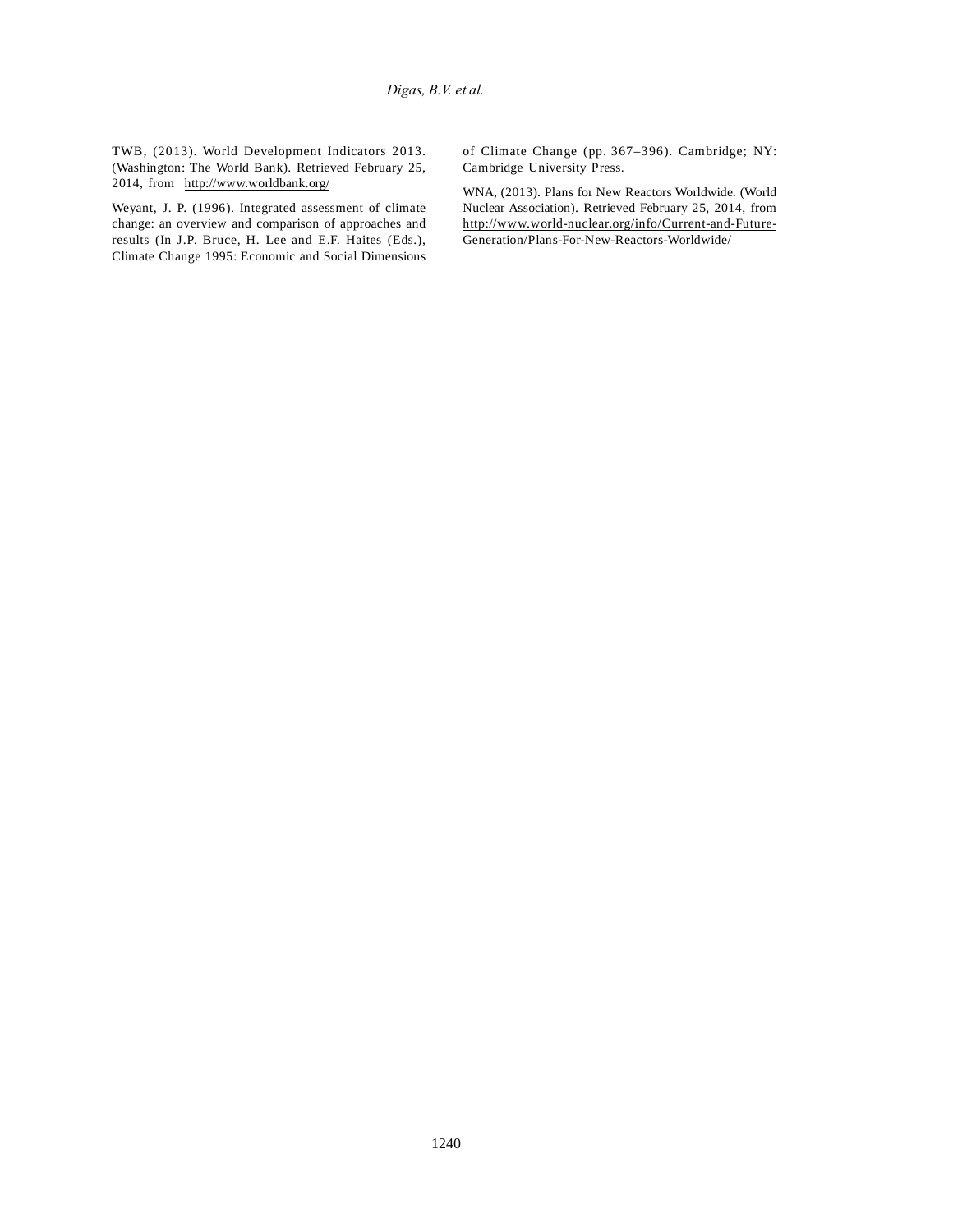TWB, (2013). World Development Indicators 2013. (Washington: The World Bank). Retrieved February 25, 2014, from http://www.worldbank.org/

Weyant, J. P. (1996). Integrated assessment of climate change: an overview and comparison of approaches and results (In J.P. Bruce, H. Lee and E.F. Haites (Eds.), Climate Change 1995: Economic and Social Dimensions of Climate Change (pp. 367–396). Cambridge; NY: Cambridge University Press.

WNA, (2013). Plans for New Reactors Worldwide. (World Nuclear Association). Retrieved February 25, 2014, from http://www.world-nuclear.org/info/Current-and-Future-Generation/Plans-For-New-Reactors-Worldwide/